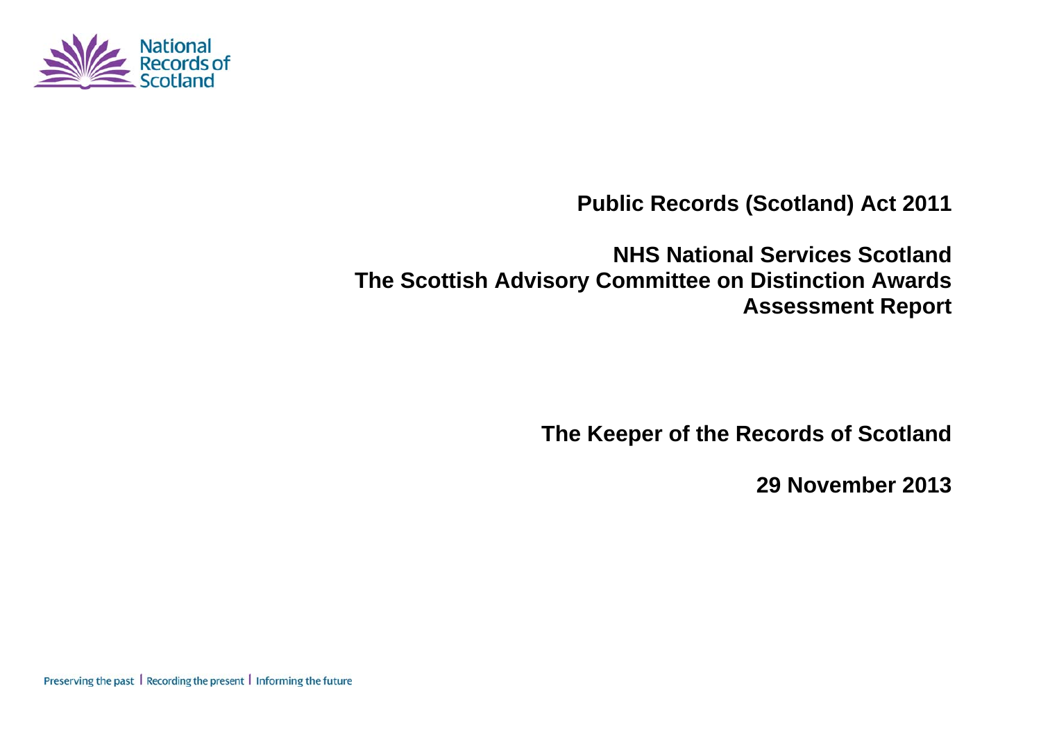National Records of Scotland

# Public Records (Scotland) Act 2011

# NHS National Services Scotland
# The Scottish Advisory Committee on Distinction Awards
# Assessment Report

**The Keeper of the Records of Scotland**

**29 November 2013**

Preserving the past | Recording the present | Informing the future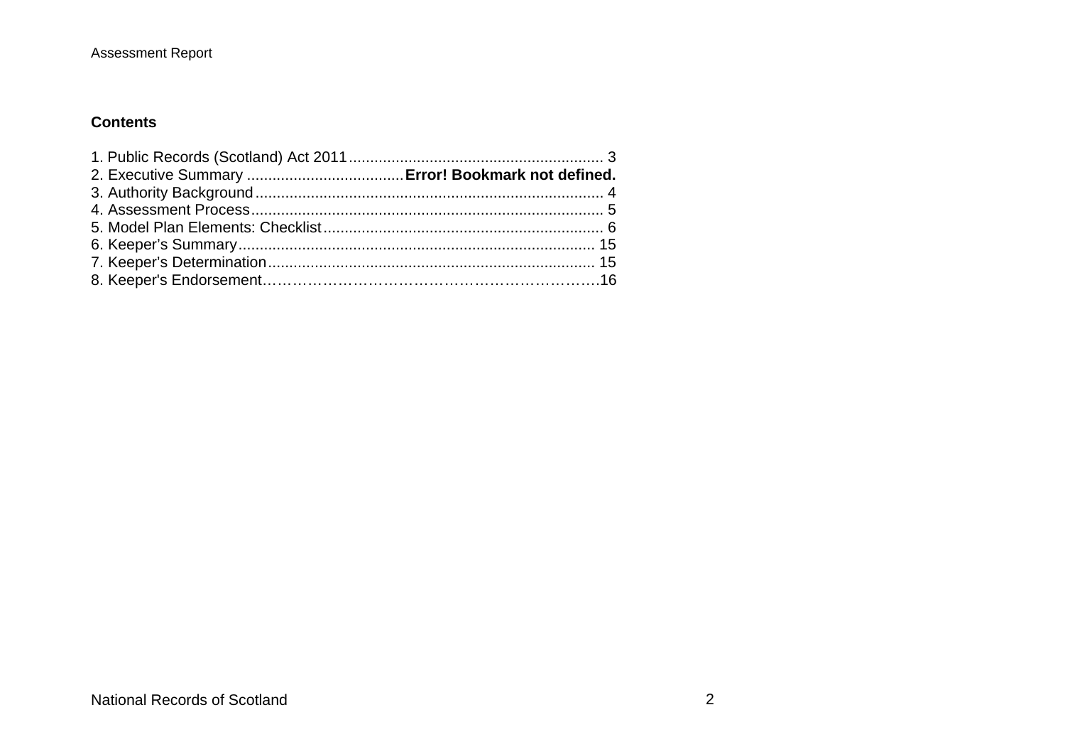**Contents**

1. Public Records (Scotland) Act 2011 .......................................................... 3
2. Executive Summary .................................... **Error! Bookmark not defined.**
3. Authority Background ................................................................................ 4
4. Assessment Process ................................................................................. 5
5. Model Plan Elements: Checklist ................................................................ 6
6. Keeper's Summary .................................................................................. 15
7. Keeper's Determination ........................................................................... 15
8. Keeper's Endorsement……………………………………………………….16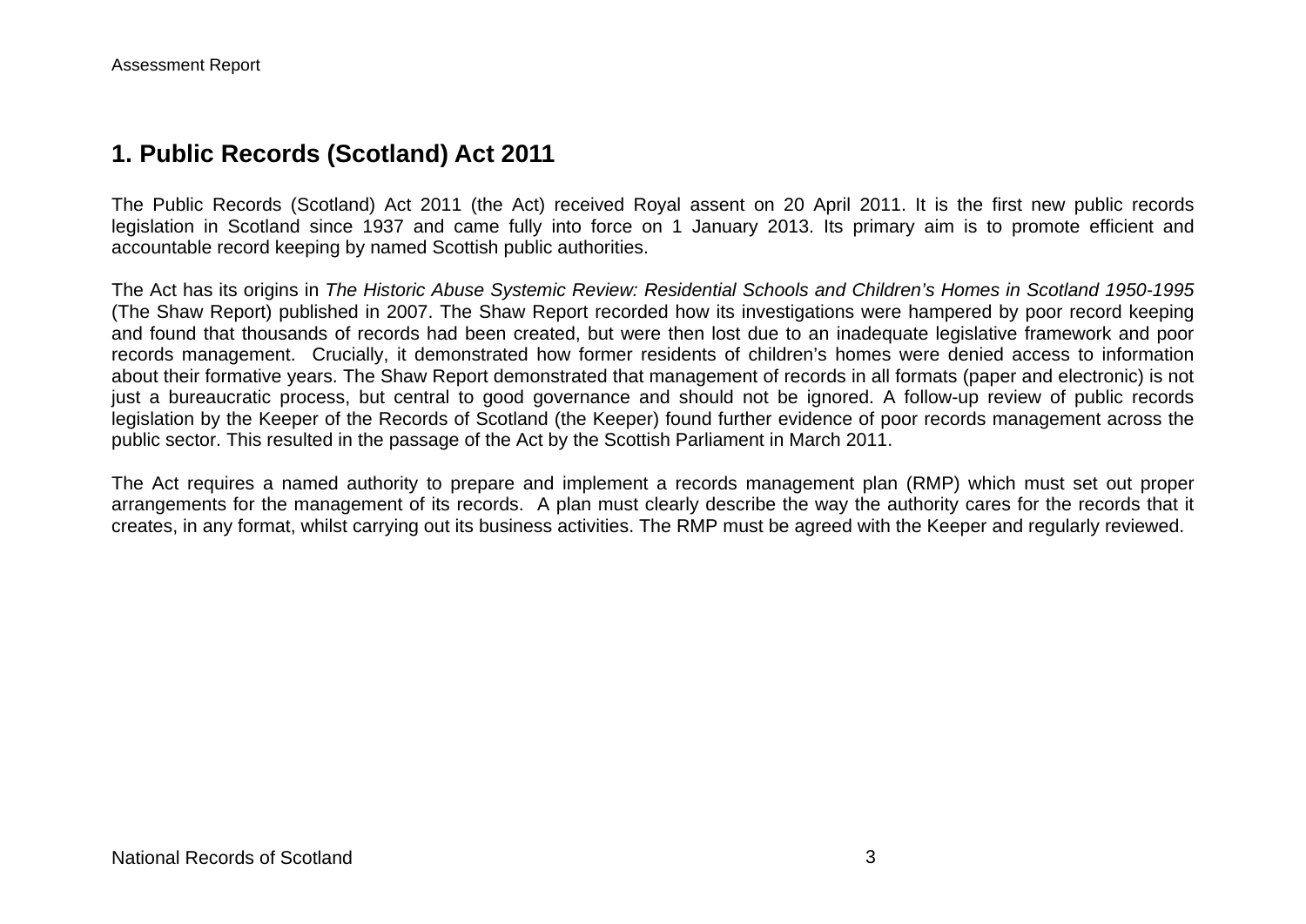# 1. Public Records (Scotland) Act 2011

The Public Records (Scotland) Act 2011 (the Act) received Royal assent on 20 April 2011. It is the first new public records legislation in Scotland since 1937 and came fully into force on 1 January 2013. Its primary aim is to promote efficient and accountable record keeping by named Scottish public authorities.

The Act has its origins in *The Historic Abuse Systemic Review: Residential Schools and Children's Homes in Scotland 1950-1995* (The Shaw Report) published in 2007. The Shaw Report recorded how its investigations were hampered by poor record keeping and found that thousands of records had been created, but were then lost due to an inadequate legislative framework and poor records management. Crucially, it demonstrated how former residents of children's homes were denied access to information about their formative years. The Shaw Report demonstrated that management of records in all formats (paper and electronic) is not just a bureaucratic process, but central to good governance and should not be ignored. A follow-up review of public records legislation by the Keeper of the Records of Scotland (the Keeper) found further evidence of poor records management across the public sector. This resulted in the passage of the Act by the Scottish Parliament in March 2011.

The Act requires a named authority to prepare and implement a records management plan (RMP) which must set out proper arrangements for the management of its records. A plan must clearly describe the way the authority cares for the records that it creates, in any format, whilst carrying out its business activities. The RMP must be agreed with the Keeper and regularly reviewed.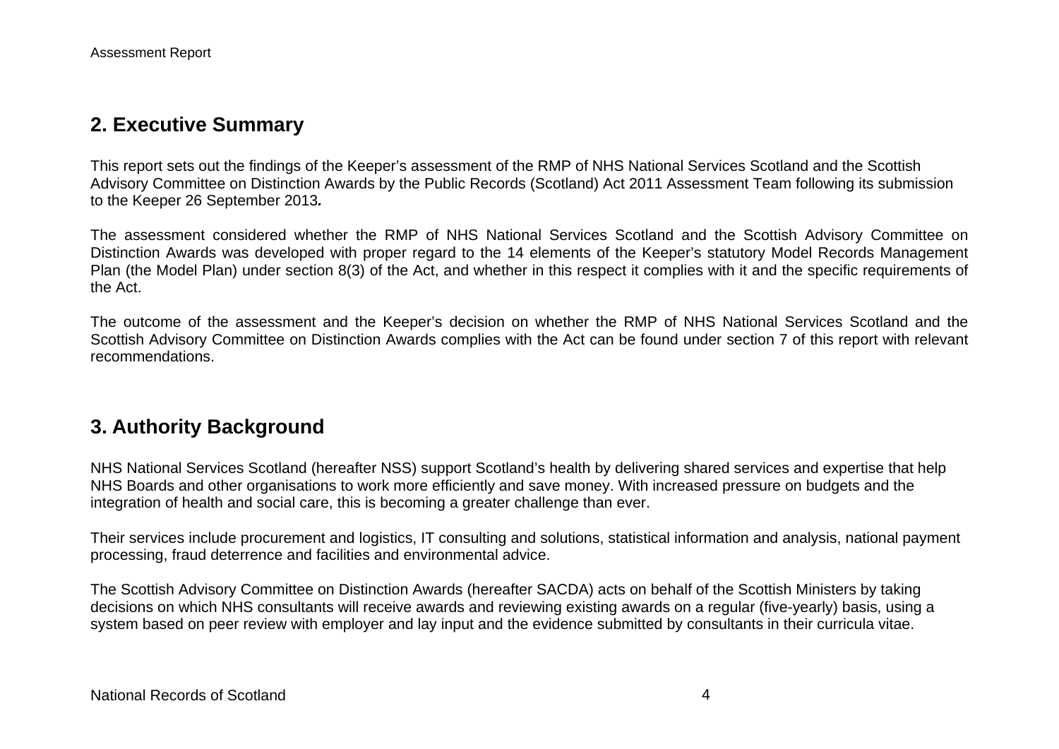## 2. Executive Summary

This report sets out the findings of the Keeper's assessment of the RMP of NHS National Services Scotland and the Scottish Advisory Committee on Distinction Awards by the Public Records (Scotland) Act 2011 Assessment Team following its submission to the Keeper 26 September 2013*.*

The assessment considered whether the RMP of NHS National Services Scotland and the Scottish Advisory Committee on Distinction Awards was developed with proper regard to the 14 elements of the Keeper's statutory Model Records Management Plan (the Model Plan) under section 8(3) of the Act, and whether in this respect it complies with it and the specific requirements of the Act.

The outcome of the assessment and the Keeper's decision on whether the RMP of NHS National Services Scotland and the Scottish Advisory Committee on Distinction Awards complies with the Act can be found under section 7 of this report with relevant recommendations.

## 3. Authority Background

NHS National Services Scotland (hereafter NSS) support Scotland's health by delivering shared services and expertise that help NHS Boards and other organisations to work more efficiently and save money. With increased pressure on budgets and the integration of health and social care, this is becoming a greater challenge than ever.

Their services include procurement and logistics, IT consulting and solutions, statistical information and analysis, national payment processing, fraud deterrence and facilities and environmental advice.

The Scottish Advisory Committee on Distinction Awards (hereafter SACDA) acts on behalf of the Scottish Ministers by taking decisions on which NHS consultants will receive awards and reviewing existing awards on a regular (five-yearly) basis, using a system based on peer review with employer and lay input and the evidence submitted by consultants in their curricula vitae.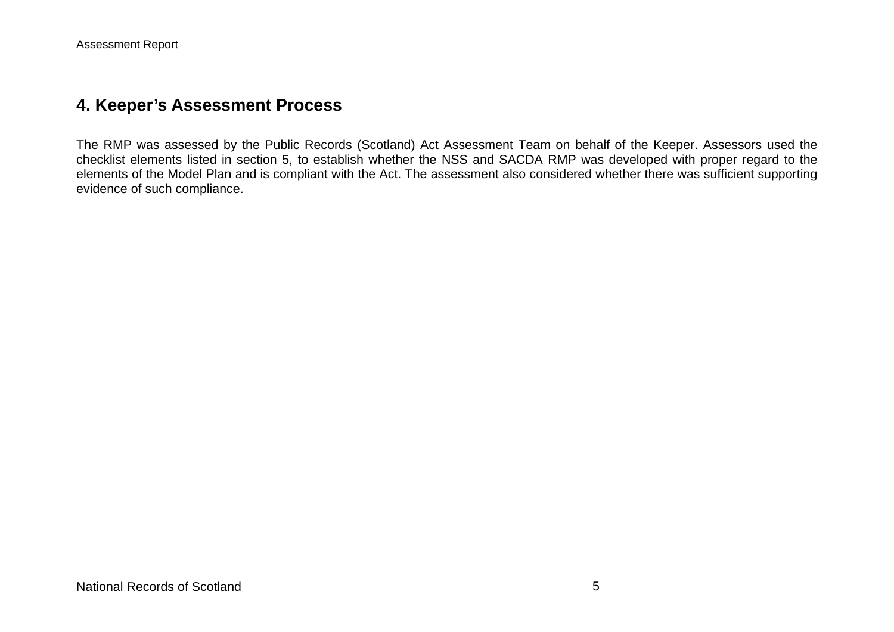## 4. Keeper's Assessment Process

The RMP was assessed by the Public Records (Scotland) Act Assessment Team on behalf of the Keeper. Assessors used the checklist elements listed in section 5, to establish whether the NSS and SACDA RMP was developed with proper regard to the elements of the Model Plan and is compliant with the Act. The assessment also considered whether there was sufficient supporting evidence of such compliance.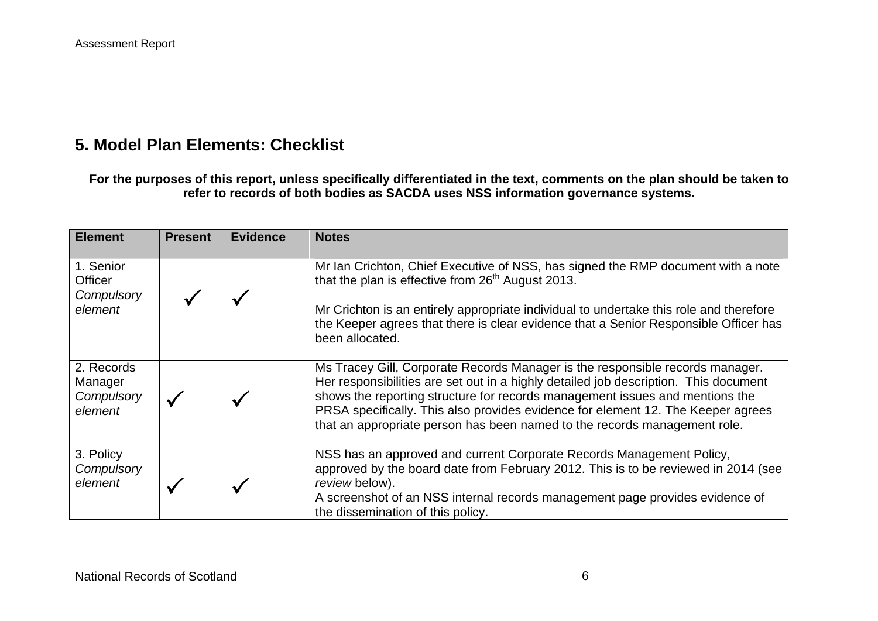## 5. Model Plan Elements: Checklist

**For the purposes of this report, unless specifically differentiated in the text, comments on the plan should be taken to refer to records of both bodies as SACDA uses NSS information governance systems.**

| Element | Present | Evidence | Notes |
|---|---|---|---|
| 1. Senior Officer *Compulsory element* | ✓ | ✓ | Mr Ian Crichton, Chief Executive of NSS, has signed the RMP document with a note that the plan is effective from 26th August 2013.<br><br>Mr Crichton is an entirely appropriate individual to undertake this role and therefore the Keeper agrees that there is clear evidence that a Senior Responsible Officer has been allocated. |
| 2. Records Manager *Compulsory element* | ✓ | ✓ | Ms Tracey Gill, Corporate Records Manager is the responsible records manager. Her responsibilities are set out in a highly detailed job description. This document shows the reporting structure for records management issues and mentions the PRSA specifically. This also provides evidence for element 12. The Keeper agrees that an appropriate person has been named to the records management role. |
| 3. Policy *Compulsory element* | ✓ | ✓ | NSS has an approved and current Corporate Records Management Policy, approved by the board date from February 2012. This is to be reviewed in 2014 (see *review* below).<br>A screenshot of an NSS internal records management page provides evidence of the dissemination of this policy. |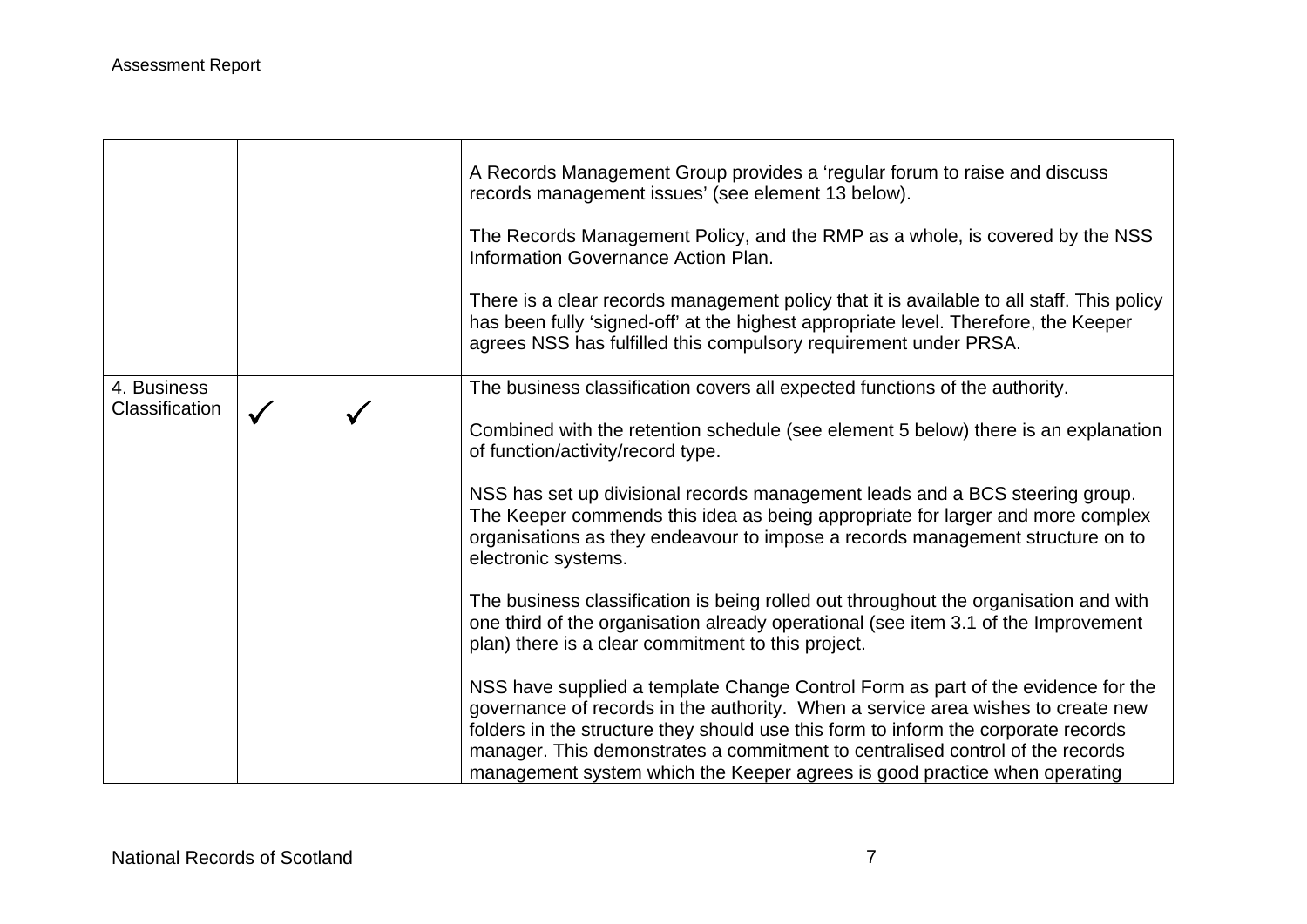| | | | |
|---|---|---|---|
| | | | A Records Management Group provides a 'regular forum to raise and discuss records management issues' (see element 13 below).<br><br>The Records Management Policy, and the RMP as a whole, is covered by the NSS Information Governance Action Plan.<br><br>There is a clear records management policy that it is available to all staff. This policy has been fully 'signed-off' at the highest appropriate level. Therefore, the Keeper agrees NSS has fulfilled this compulsory requirement under PRSA. |
| 4. Business Classification | ✓ | ✓ | The business classification covers all expected functions of the authority.<br><br>Combined with the retention schedule (see element 5 below) there is an explanation of function/activity/record type.<br><br>NSS has set up divisional records management leads and a BCS steering group. The Keeper commends this idea as being appropriate for larger and more complex organisations as they endeavour to impose a records management structure on to electronic systems.<br><br>The business classification is being rolled out throughout the organisation and with one third of the organisation already operational (see item 3.1 of the Improvement plan) there is a clear commitment to this project.<br><br>NSS have supplied a template Change Control Form as part of the evidence for the governance of records in the authority. When a service area wishes to create new folders in the structure they should use this form to inform the corporate records manager. This demonstrates a commitment to centralised control of the records management system which the Keeper agrees is good practice when operating |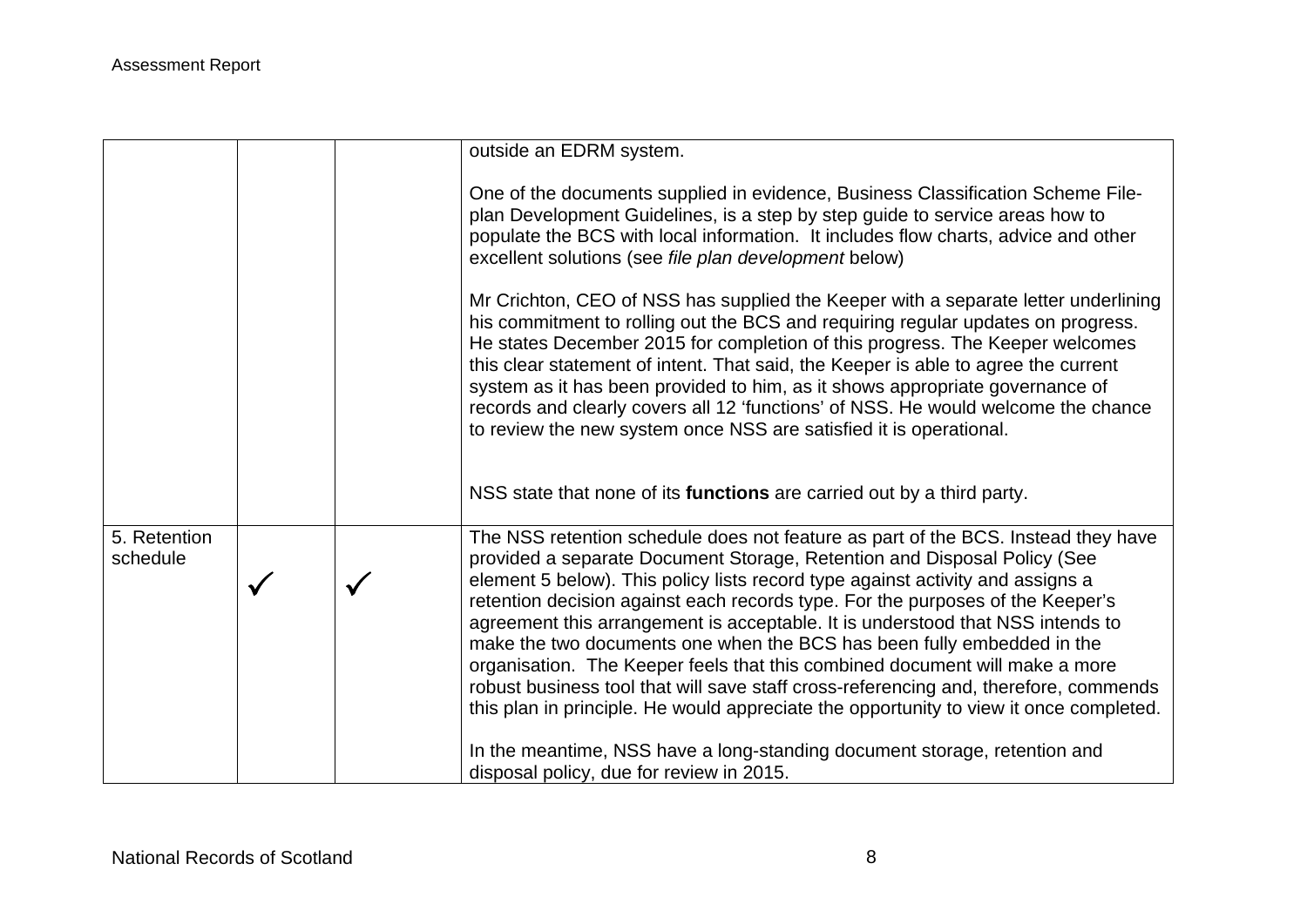| | | | |
|---|---|---|---|
| | | | outside an EDRM system.<br><br>One of the documents supplied in evidence, Business Classification Scheme File-plan Development Guidelines, is a step by step guide to service areas how to populate the BCS with local information. It includes flow charts, advice and other excellent solutions (see *file plan development* below)<br><br>Mr Crichton, CEO of NSS has supplied the Keeper with a separate letter underlining his commitment to rolling out the BCS and requiring regular updates on progress. He states December 2015 for completion of this progress. The Keeper welcomes this clear statement of intent. That said, the Keeper is able to agree the current system as it has been provided to him, as it shows appropriate governance of records and clearly covers all 12 'functions' of NSS. He would welcome the chance to review the new system once NSS are satisfied it is operational.<br><br>NSS state that none of its **functions** are carried out by a third party. |
| 5. Retention schedule | ✓ | ✓ | The NSS retention schedule does not feature as part of the BCS. Instead they have provided a separate Document Storage, Retention and Disposal Policy (See element 5 below). This policy lists record type against activity and assigns a retention decision against each records type. For the purposes of the Keeper's agreement this arrangement is acceptable. It is understood that NSS intends to make the two documents one when the BCS has been fully embedded in the organisation. The Keeper feels that this combined document will make a more robust business tool that will save staff cross-referencing and, therefore, commends this plan in principle. He would appreciate the opportunity to view it once completed.<br><br>In the meantime, NSS have a long-standing document storage, retention and disposal policy, due for review in 2015. |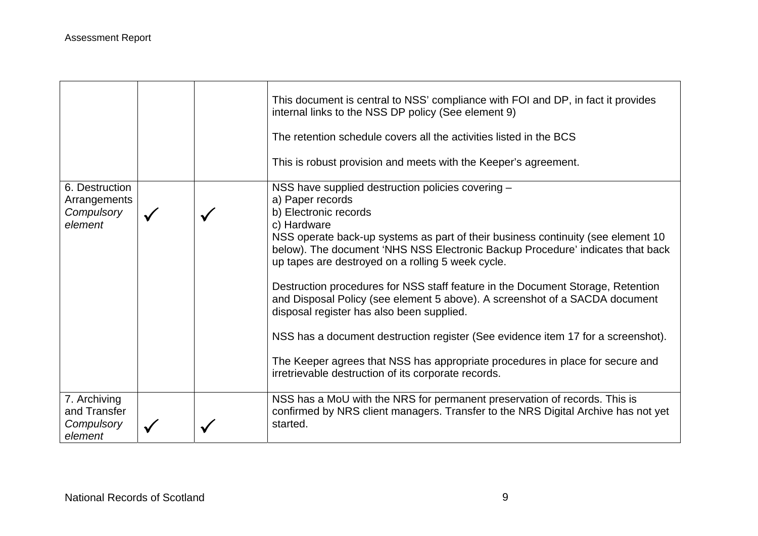| | | | |
|---|---|---|---|
| | | | This document is central to NSS' compliance with FOI and DP, in fact it provides internal links to the NSS DP policy (See element 9)<br><br>The retention schedule covers all the activities listed in the BCS<br><br>This is robust provision and meets with the Keeper's agreement. |
| 6. Destruction Arrangements *Compulsory element* | ✓ | ✓ | NSS have supplied destruction policies covering –<br>a) Paper records<br>b) Electronic records<br>c) Hardware<br>NSS operate back-up systems as part of their business continuity (see element 10 below). The document 'NHS NSS Electronic Backup Procedure' indicates that back up tapes are destroyed on a rolling 5 week cycle.<br><br>Destruction procedures for NSS staff feature in the Document Storage, Retention and Disposal Policy (see element 5 above). A screenshot of a SACDA document disposal register has also been supplied.<br><br>NSS has a document destruction register (See evidence item 17 for a screenshot).<br><br>The Keeper agrees that NSS has appropriate procedures in place for secure and irretrievable destruction of its corporate records. |
| 7. Archiving and Transfer *Compulsory element* | ✓ | ✓ | NSS has a MoU with the NRS for permanent preservation of records. This is confirmed by NRS client managers. Transfer to the NRS Digital Archive has not yet started. |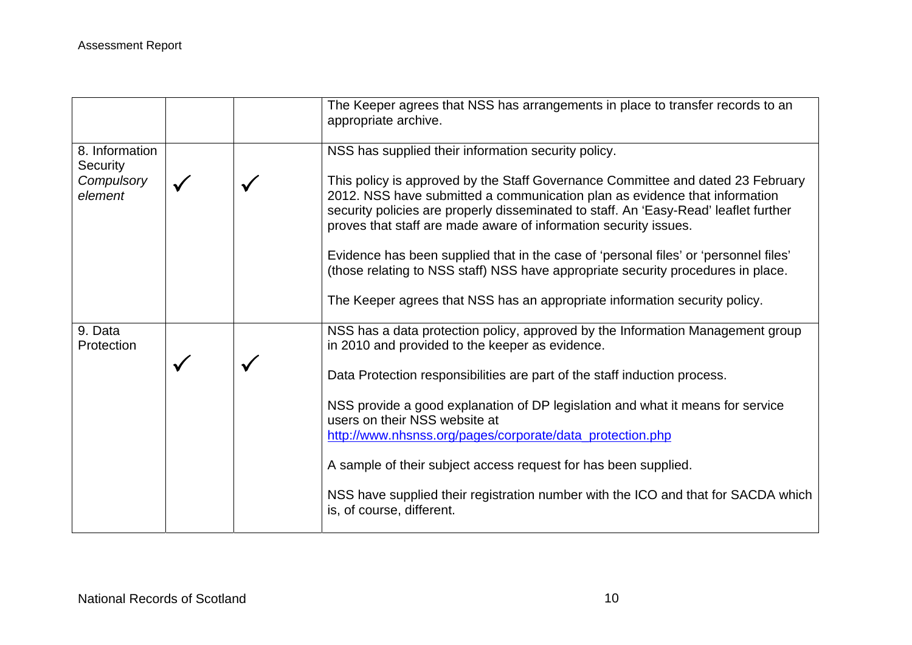| | | | |
|---|---|---|---|
| | | | The Keeper agrees that NSS has arrangements in place to transfer records to an appropriate archive. |
| 8. Information Security *Compulsory element* | ✓ | ✓ | NSS has supplied their information security policy.<br><br>This policy is approved by the Staff Governance Committee and dated 23 February 2012. NSS have submitted a communication plan as evidence that information security policies are properly disseminated to staff. An 'Easy-Read' leaflet further proves that staff are made aware of information security issues.<br><br>Evidence has been supplied that in the case of 'personal files' or 'personnel files' (those relating to NSS staff) NSS have appropriate security procedures in place.<br><br>The Keeper agrees that NSS has an appropriate information security policy. |
| 9. Data Protection | ✓ | ✓ | NSS has a data protection policy, approved by the Information Management group in 2010 and provided to the keeper as evidence.<br><br>Data Protection responsibilities are part of the staff induction process.<br><br>NSS provide a good explanation of DP legislation and what it means for service users on their NSS website at http://www.nhsnss.org/pages/corporate/data_protection.php<br><br>A sample of their subject access request for has been supplied.<br><br>NSS have supplied their registration number with the ICO and that for SACDA which is, of course, different. |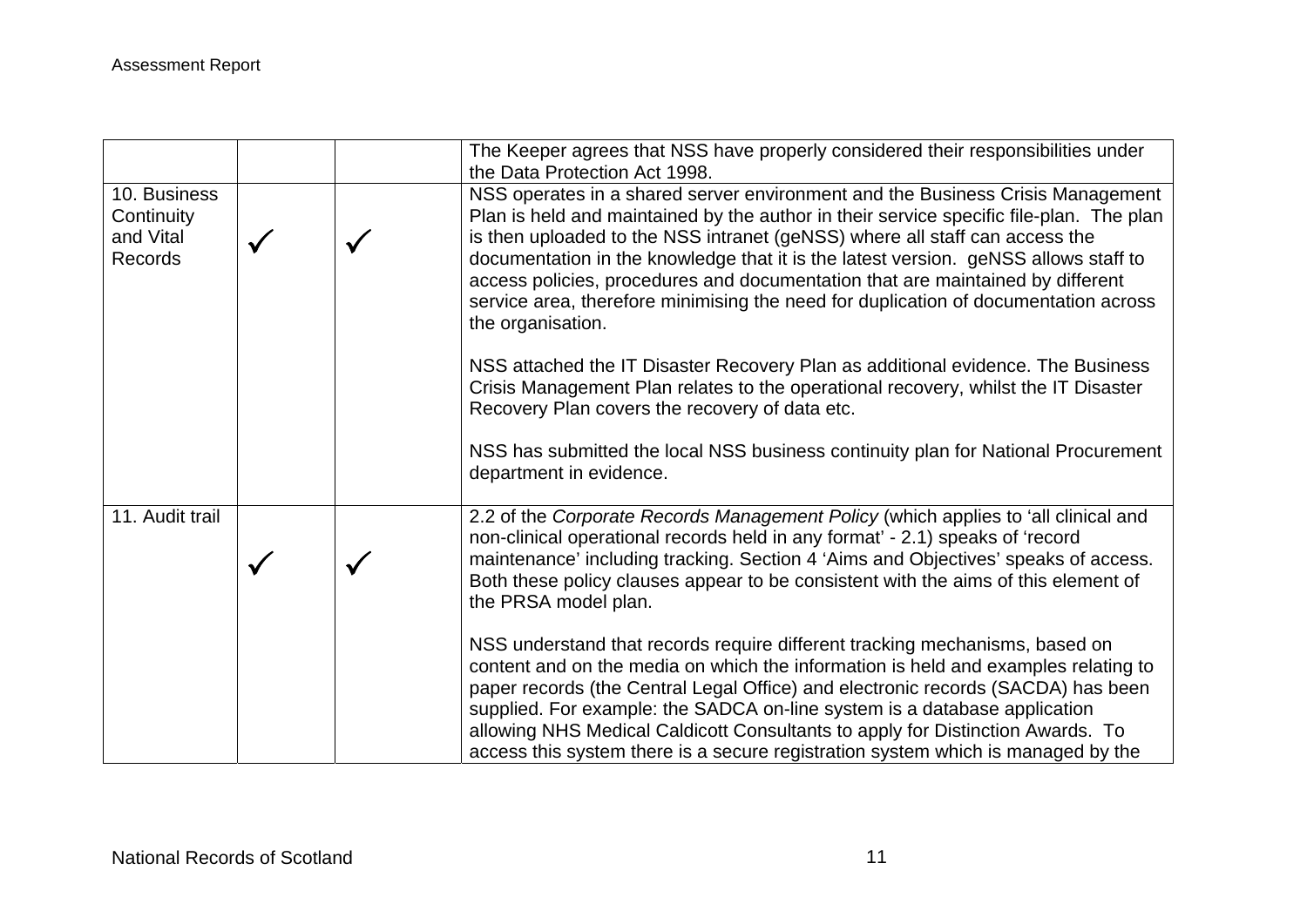| | | | |
|---|---|---|---|
| | | | The Keeper agrees that NSS have properly considered their responsibilities under the Data Protection Act 1998. |
| 10. Business Continuity and Vital Records | ✓ | ✓ | NSS operates in a shared server environment and the Business Crisis Management Plan is held and maintained by the author in their service specific file-plan. The plan is then uploaded to the NSS intranet (geNSS) where all staff can access the documentation in the knowledge that it is the latest version. geNSS allows staff to access policies, procedures and documentation that are maintained by different service area, therefore minimising the need for duplication of documentation across the organisation.<br><br>NSS attached the IT Disaster Recovery Plan as additional evidence. The Business Crisis Management Plan relates to the operational recovery, whilst the IT Disaster Recovery Plan covers the recovery of data etc.<br><br>NSS has submitted the local NSS business continuity plan for National Procurement department in evidence. |
| 11. Audit trail | ✓ | ✓ | 2.2 of the *Corporate Records Management Policy* (which applies to 'all clinical and non-clinical operational records held in any format' - 2.1) speaks of 'record maintenance' including tracking. Section 4 'Aims and Objectives' speaks of access. Both these policy clauses appear to be consistent with the aims of this element of the PRSA model plan.<br><br>NSS understand that records require different tracking mechanisms, based on content and on the media on which the information is held and examples relating to paper records (the Central Legal Office) and electronic records (SACDA) has been supplied. For example: the SADCA on-line system is a database application allowing NHS Medical Caldicott Consultants to apply for Distinction Awards. To access this system there is a secure registration system which is managed by the |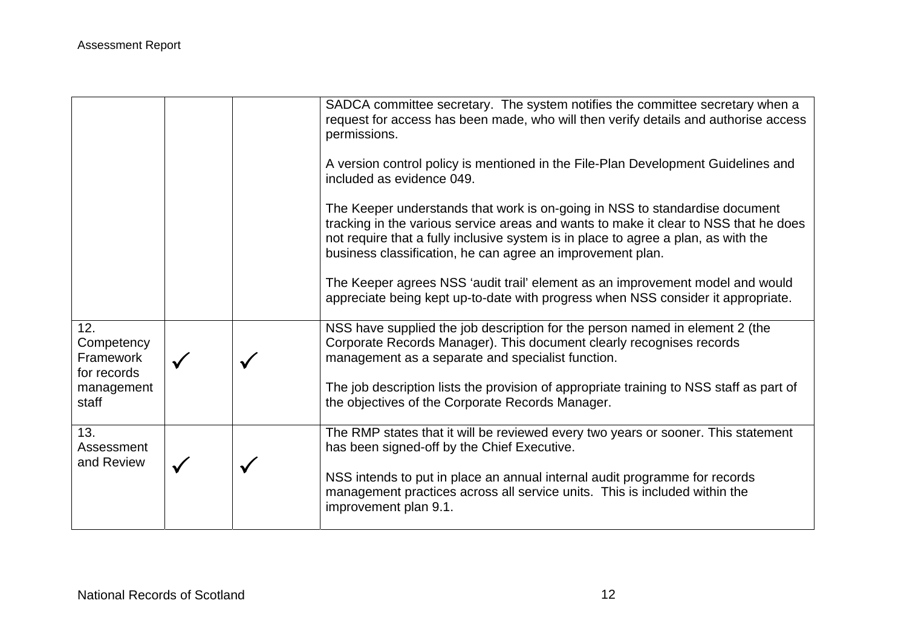| | | | |
|---|---|---|---|
| | | | SADCA committee secretary. The system notifies the committee secretary when a request for access has been made, who will then verify details and authorise access permissions.<br><br>A version control policy is mentioned in the File-Plan Development Guidelines and included as evidence 049.<br><br>The Keeper understands that work is on-going in NSS to standardise document tracking in the various service areas and wants to make it clear to NSS that he does not require that a fully inclusive system is in place to agree a plan, as with the business classification, he can agree an improvement plan.<br><br>The Keeper agrees NSS 'audit trail' element as an improvement model and would appreciate being kept up-to-date with progress when NSS consider it appropriate. |
| 12. Competency Framework for records management staff | ✓ | ✓ | NSS have supplied the job description for the person named in element 2 (the Corporate Records Manager). This document clearly recognises records management as a separate and specialist function.<br><br>The job description lists the provision of appropriate training to NSS staff as part of the objectives of the Corporate Records Manager. |
| 13. Assessment and Review | ✓ | ✓ | The RMP states that it will be reviewed every two years or sooner. This statement has been signed-off by the Chief Executive.<br><br>NSS intends to put in place an annual internal audit programme for records management practices across all service units. This is included within the improvement plan 9.1. |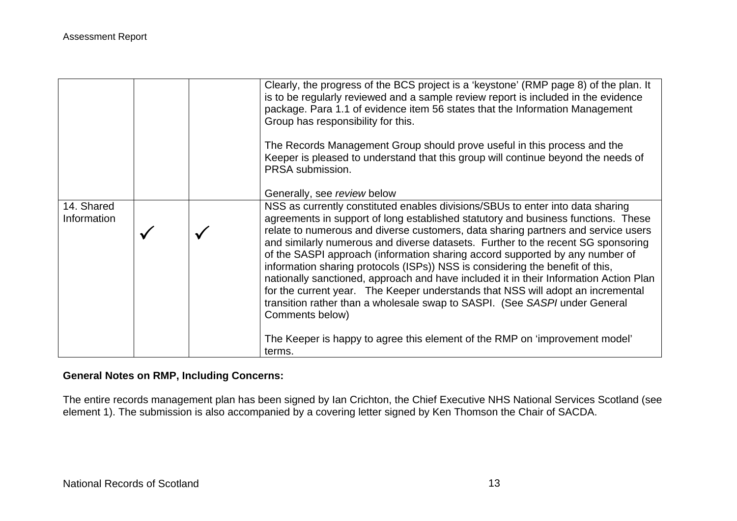| | | | |
|---|---|---|---|
| | | | Clearly, the progress of the BCS project is a 'keystone' (RMP page 8) of the plan. It is to be regularly reviewed and a sample review report is included in the evidence package. Para 1.1 of evidence item 56 states that the Information Management Group has responsibility for this.<br><br>The Records Management Group should prove useful in this process and the Keeper is pleased to understand that this group will continue beyond the needs of PRSA submission.<br><br>Generally, see *review* below |
| 14. Shared Information | ✓ | ✓ | NSS as currently constituted enables divisions/SBUs to enter into data sharing agreements in support of long established statutory and business functions. These relate to numerous and diverse customers, data sharing partners and service users and similarly numerous and diverse datasets. Further to the recent SG sponsoring of the SASPI approach (information sharing accord supported by any number of information sharing protocols (ISPs)) NSS is considering the benefit of this, nationally sanctioned, approach and have included it in their Information Action Plan for the current year. The Keeper understands that NSS will adopt an incremental transition rather than a wholesale swap to SASPI. (See *SASPI* under General Comments below)<br><br>The Keeper is happy to agree this element of the RMP on 'improvement model' terms. |

**General Notes on RMP, Including Concerns:**

The entire records management plan has been signed by Ian Crichton, the Chief Executive NHS National Services Scotland (see element 1). The submission is also accompanied by a covering letter signed by Ken Thomson the Chair of SACDA.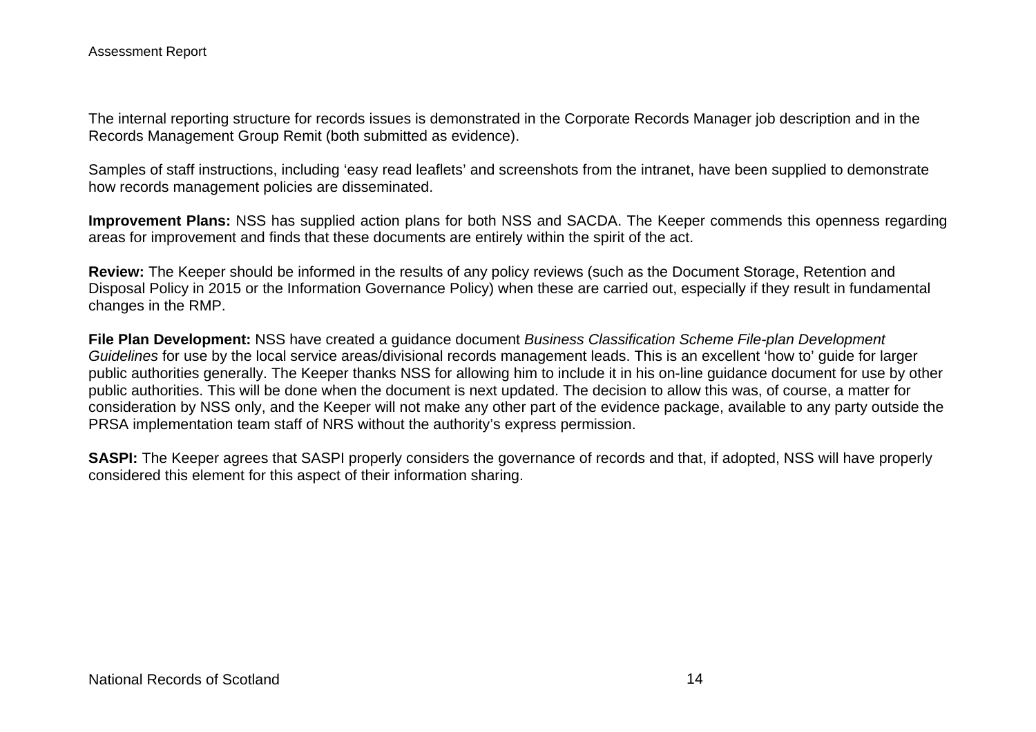The internal reporting structure for records issues is demonstrated in the Corporate Records Manager job description and in the Records Management Group Remit (both submitted as evidence).

Samples of staff instructions, including 'easy read leaflets' and screenshots from the intranet, have been supplied to demonstrate how records management policies are disseminated.

**Improvement Plans:** NSS has supplied action plans for both NSS and SACDA. The Keeper commends this openness regarding areas for improvement and finds that these documents are entirely within the spirit of the act.

**Review:** The Keeper should be informed in the results of any policy reviews (such as the Document Storage, Retention and Disposal Policy in 2015 or the Information Governance Policy) when these are carried out, especially if they result in fundamental changes in the RMP.

**File Plan Development:** NSS have created a guidance document *Business Classification Scheme File-plan Development Guidelines* for use by the local service areas/divisional records management leads. This is an excellent 'how to' guide for larger public authorities generally. The Keeper thanks NSS for allowing him to include it in his on-line guidance document for use by other public authorities. This will be done when the document is next updated. The decision to allow this was, of course, a matter for consideration by NSS only, and the Keeper will not make any other part of the evidence package, available to any party outside the PRSA implementation team staff of NRS without the authority's express permission.

**SASPI:** The Keeper agrees that SASPI properly considers the governance of records and that, if adopted, NSS will have properly considered this element for this aspect of their information sharing.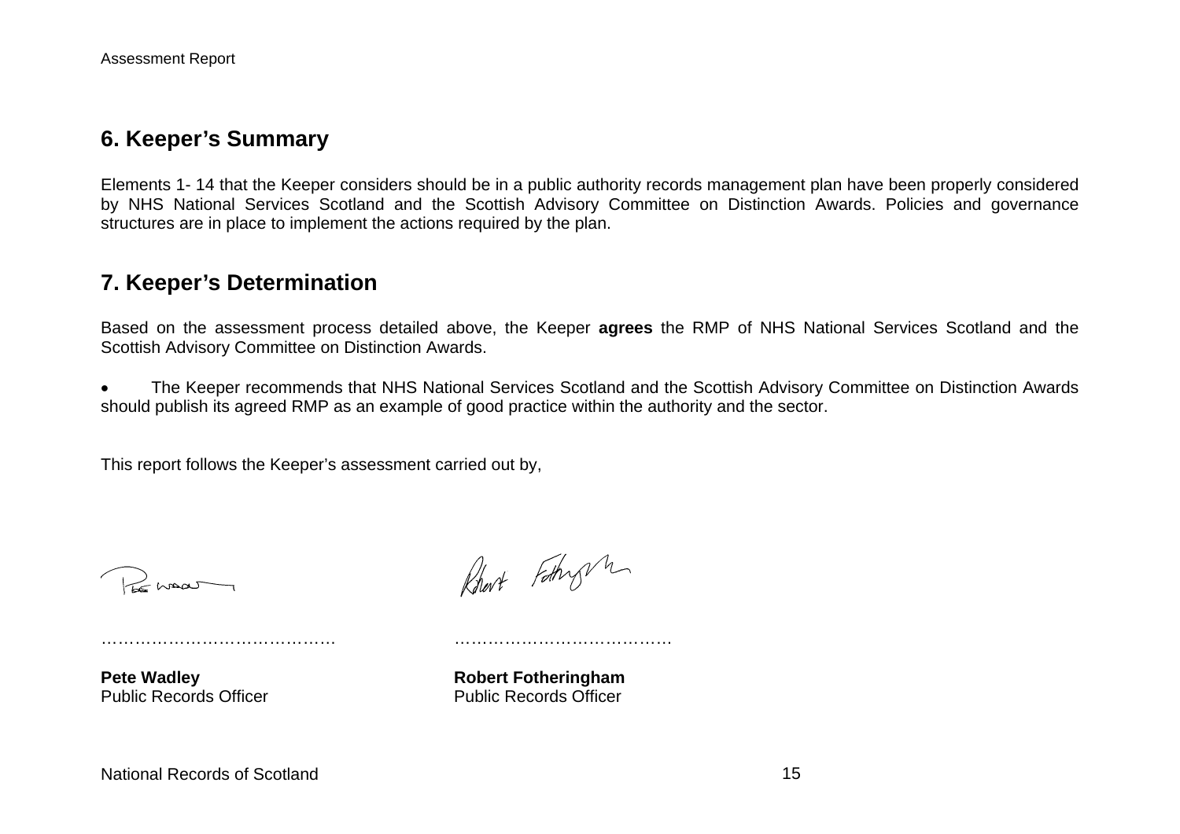## 6. Keeper's Summary

Elements 1- 14 that the Keeper considers should be in a public authority records management plan have been properly considered by NHS National Services Scotland and the Scottish Advisory Committee on Distinction Awards. Policies and governance structures are in place to implement the actions required by the plan.

## 7. Keeper's Determination

Based on the assessment process detailed above, the Keeper **agrees** the RMP of NHS National Services Scotland and the Scottish Advisory Committee on Distinction Awards.

- The Keeper recommends that NHS National Services Scotland and the Scottish Advisory Committee on Distinction Awards should publish its agreed RMP as an example of good practice within the authority and the sector.

This report follows the Keeper's assessment carried out by,

…………………………………… …………………………………

**Pete Wadley**
Public Records Officer

**Robert Fotheringham**
Public Records Officer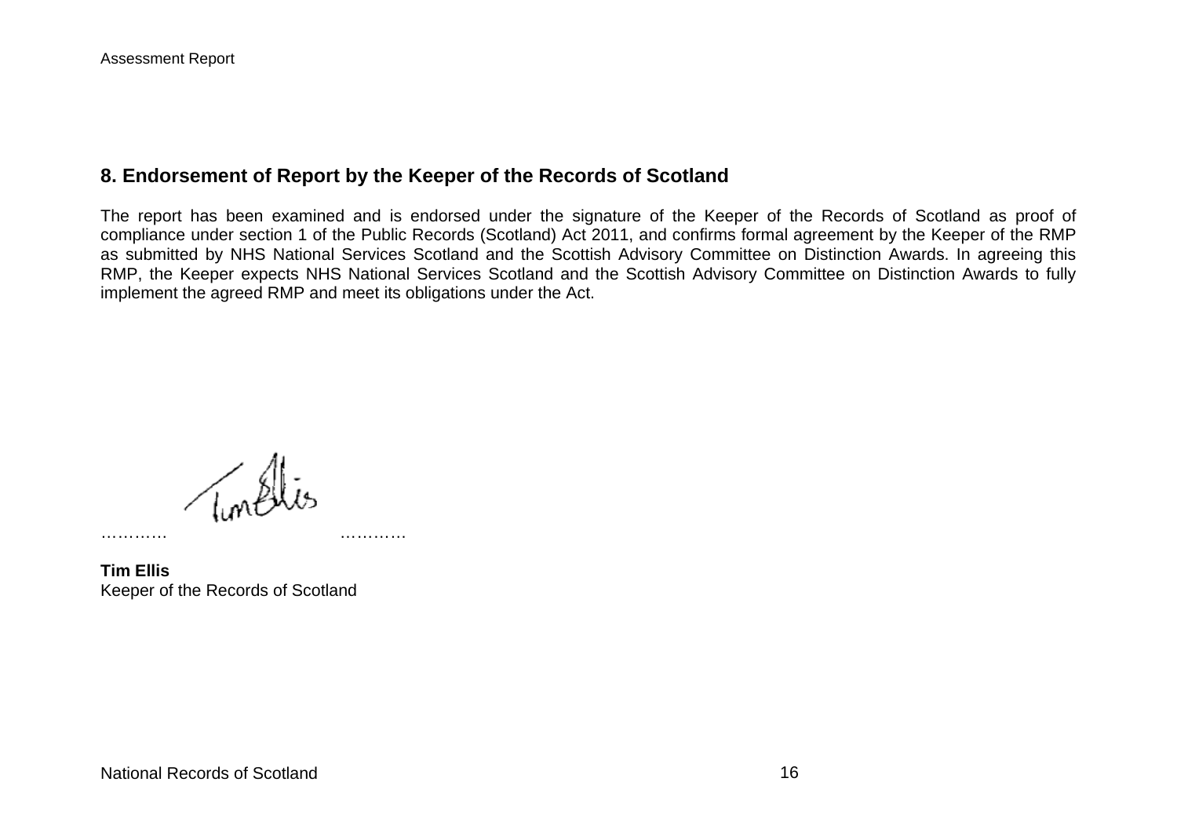## 8. Endorsement of Report by the Keeper of the Records of Scotland

The report has been examined and is endorsed under the signature of the Keeper of the Records of Scotland as proof of compliance under section 1 of the Public Records (Scotland) Act 2011, and confirms formal agreement by the Keeper of the RMP as submitted by NHS National Services Scotland and the Scottish Advisory Committee on Distinction Awards. In agreeing this RMP, the Keeper expects NHS National Services Scotland and the Scottish Advisory Committee on Distinction Awards to fully implement the agreed RMP and meet its obligations under the Act.

………… …………

**Tim Ellis**
Keeper of the Records of Scotland